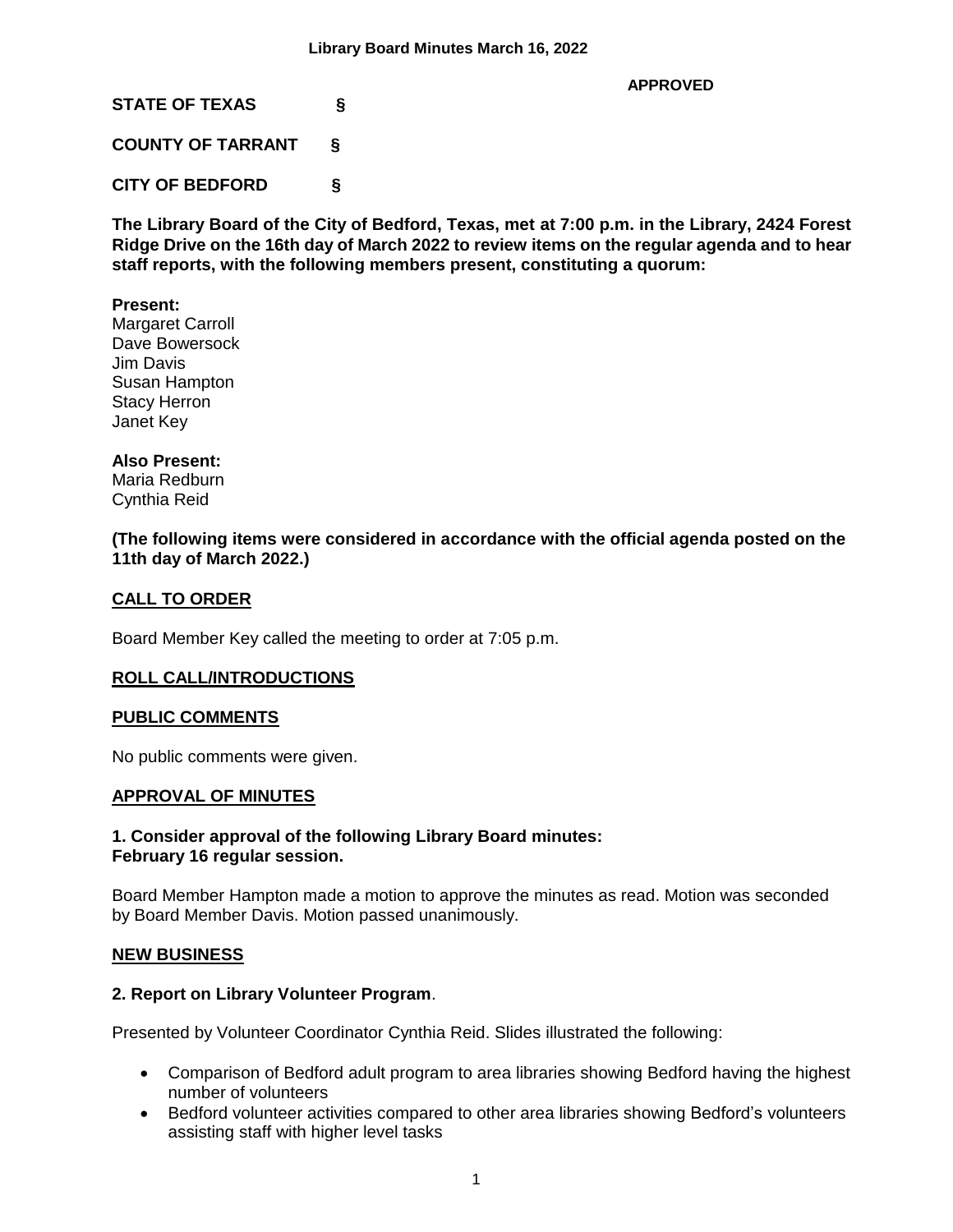**Library Board Minutes March 16, 2022**

**APPROVED**

**STATE OF TEXAS §**

**COUNTY OF TARRANT §**

**CITY OF BEDFORD §**

**The Library Board of the City of Bedford, Texas, met at 7:00 p.m. in the Library, 2424 Forest Ridge Drive on the 16th day of March 2022 to review items on the regular agenda and to hear staff reports, with the following members present, constituting a quorum:**

**Present:**
Margaret Carroll
Dave Bowersock
Jim Davis
Susan Hampton
Stacy Herron
Janet Key

**Also Present:**
Maria Redburn
Cynthia Reid

**(The following items were considered in accordance with the official agenda posted on the 11th day of March 2022.)**

## CALL TO ORDER

Board Member Key called the meeting to order at 7:05 p.m.

## ROLL CALL/INTRODUCTIONS

## PUBLIC COMMENTS

No public comments were given.

## APPROVAL OF MINUTES

**1. Consider approval of the following Library Board minutes:
February 16 regular session.**

Board Member Hampton made a motion to approve the minutes as read. Motion was seconded by Board Member Davis. Motion passed unanimously.

## NEW BUSINESS

**2. Report on Library Volunteer Program**.

Presented by Volunteer Coordinator Cynthia Reid. Slides illustrated the following:

- Comparison of Bedford adult program to area libraries showing Bedford having the highest number of volunteers
- Bedford volunteer activities compared to other area libraries showing Bedford's volunteers assisting staff with higher level tasks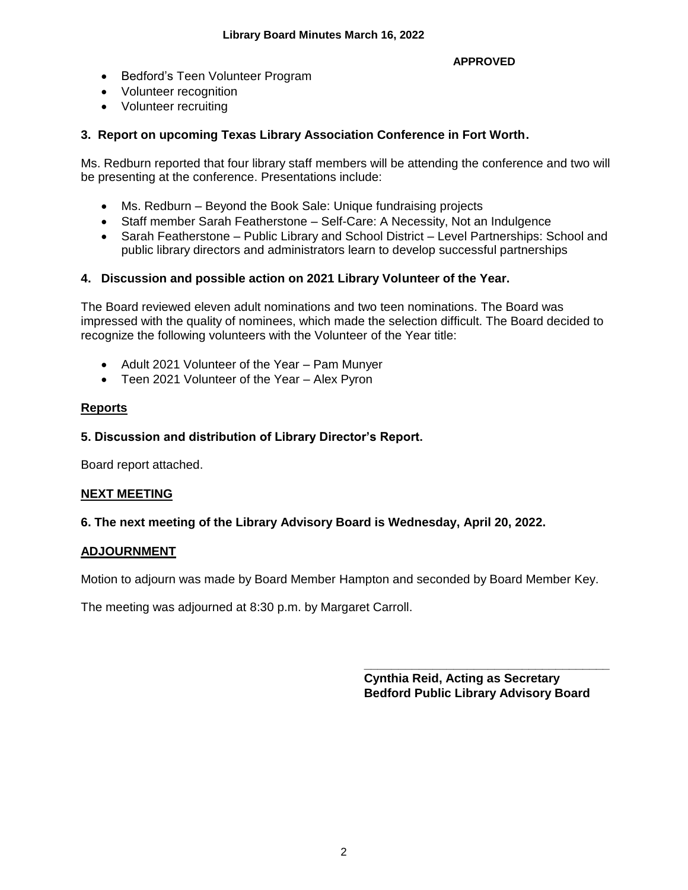**APPROVED**

- Bedford's Teen Volunteer Program
- Volunteer recognition
- Volunteer recruiting

### 3. Report on upcoming Texas Library Association Conference in Fort Worth.

Ms. Redburn reported that four library staff members will be attending the conference and two will be presenting at the conference. Presentations include:

- Ms. Redburn – Beyond the Book Sale: Unique fundraising projects
- Staff member Sarah Featherstone – Self-Care: A Necessity, Not an Indulgence
- Sarah Featherstone – Public Library and School District – Level Partnerships: School and public library directors and administrators learn to develop successful partnerships

### 4. Discussion and possible action on 2021 Library Volunteer of the Year.

The Board reviewed eleven adult nominations and two teen nominations. The Board was impressed with the quality of nominees, which made the selection difficult. The Board decided to recognize the following volunteers with the Volunteer of the Year title:

- Adult 2021 Volunteer of the Year – Pam Munyer
- Teen 2021 Volunteer of the Year – Alex Pyron

## Reports

### 5. Discussion and distribution of Library Director's Report.

Board report attached.

## NEXT MEETING

### 6. The next meeting of the Library Advisory Board is Wednesday, April 20, 2022.

## ADJOURNMENT

Motion to adjourn was made by Board Member Hampton and seconded by Board Member Key.

The meeting was adjourned at 8:30 p.m. by Margaret Carroll.

______________________________________

**Cynthia Reid, Acting as Secretary**
**Bedford Public Library Advisory Board**